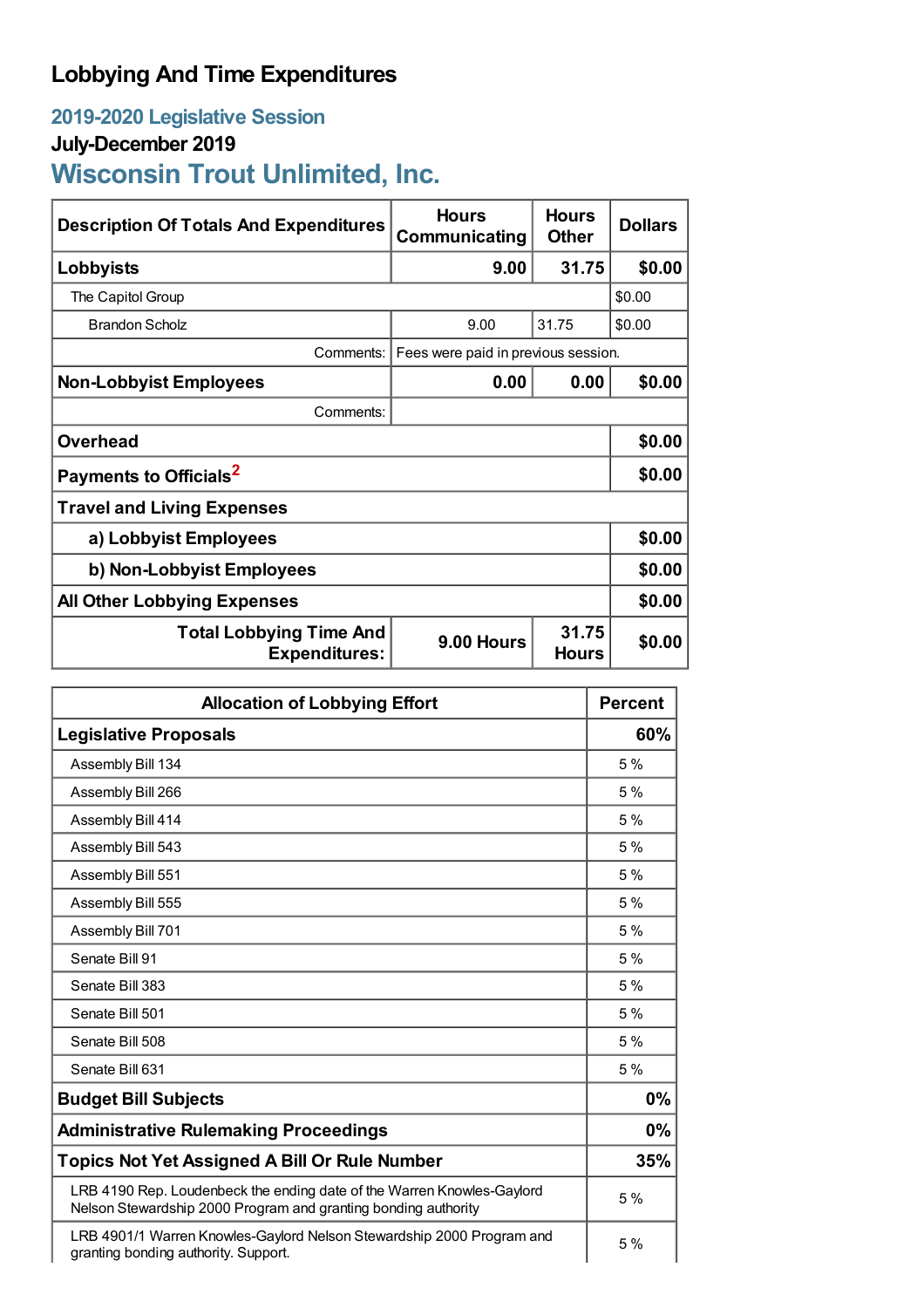# Lobbying And Time Expenditures

## 2019-2020 Legislative Session

### July-December 2019

## Wisconsin Trout Unlimited, Inc.

| Description Of Totals And Expenditures | Hours Communicating | Hours Other | Dollars |
|---|---|---|---|
| **Lobbyists** | **9.00** | **31.75** | **$0.00** |
| The Capitol Group | | | $0.00 |
| Brandon Scholz | 9.00 | 31.75 | $0.00 |
| Comments: | Fees were paid in previous session. | | |
| **Non-Lobbyist Employees** | **0.00** | **0.00** | **$0.00** |
| Comments: | | | |
| **Overhead** | | | **$0.00** |
| **Payments to Officials**[2] | | | **$0.00** |
| **Travel and Living Expenses** | | | |
| **a) Lobbyist Employees** | | | **$0.00** |
| **b) Non-Lobbyist Employees** | | | **$0.00** |
| **All Other Lobbying Expenses** | | | **$0.00** |
| **Total Lobbying Time And Expenditures:** | **9.00 Hours** | **31.75 Hours** | **$0.00** |

| Allocation of Lobbying Effort | Percent |
|---|---|
| **Legislative Proposals** | **60%** |
| Assembly Bill 134 | 5 % |
| Assembly Bill 266 | 5 % |
| Assembly Bill 414 | 5 % |
| Assembly Bill 543 | 5 % |
| Assembly Bill 551 | 5 % |
| Assembly Bill 555 | 5 % |
| Assembly Bill 701 | 5 % |
| Senate Bill 91 | 5 % |
| Senate Bill 383 | 5 % |
| Senate Bill 501 | 5 % |
| Senate Bill 508 | 5 % |
| Senate Bill 631 | 5 % |
| **Budget Bill Subjects** | **0%** |
| **Administrative Rulemaking Proceedings** | **0%** |
| **Topics Not Yet Assigned A Bill Or Rule Number** | **35%** |
| LRB 4190 Rep. Loudenbeck the ending date of the Warren Knowles-Gaylord Nelson Stewardship 2000 Program and granting bonding authority | 5 % |
| LRB 4901/1 Warren Knowles-Gaylord Nelson Stewardship 2000 Program and granting bonding authority. Support. | 5 % |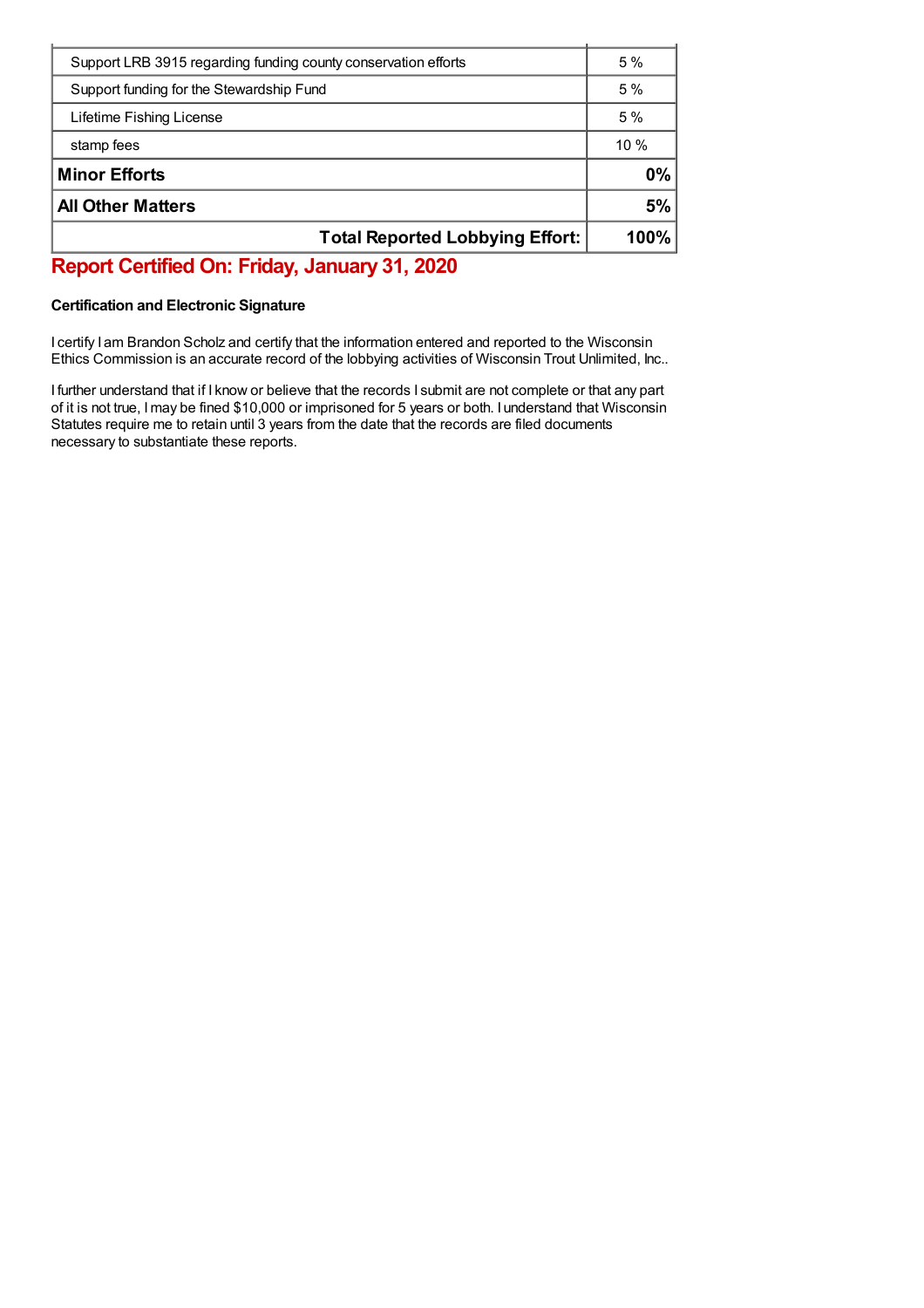| | |
|---|---|
| Support LRB 3915 regarding funding county conservation efforts | 5 % |
| Support funding for the Stewardship Fund | 5 % |
| Lifetime Fishing License | 5 % |
| stamp fees | 10 % |
| **Minor Efforts** | **0%** |
| **All Other Matters** | **5%** |
| **Total Reported Lobbying Effort:** | **100%** |

## Report Certified On: Friday, January 31, 2020

**Certification and Electronic Signature**

I certify I am Brandon Scholz and certify that the information entered and reported to the Wisconsin Ethics Commission is an accurate record of the lobbying activities of Wisconsin Trout Unlimited, Inc..

I further understand that if I know or believe that the records I submit are not complete or that any part of it is not true, I may be fined $10,000 or imprisoned for 5 years or both. I understand that Wisconsin Statutes require me to retain until 3 years from the date that the records are filed documents necessary to substantiate these reports.